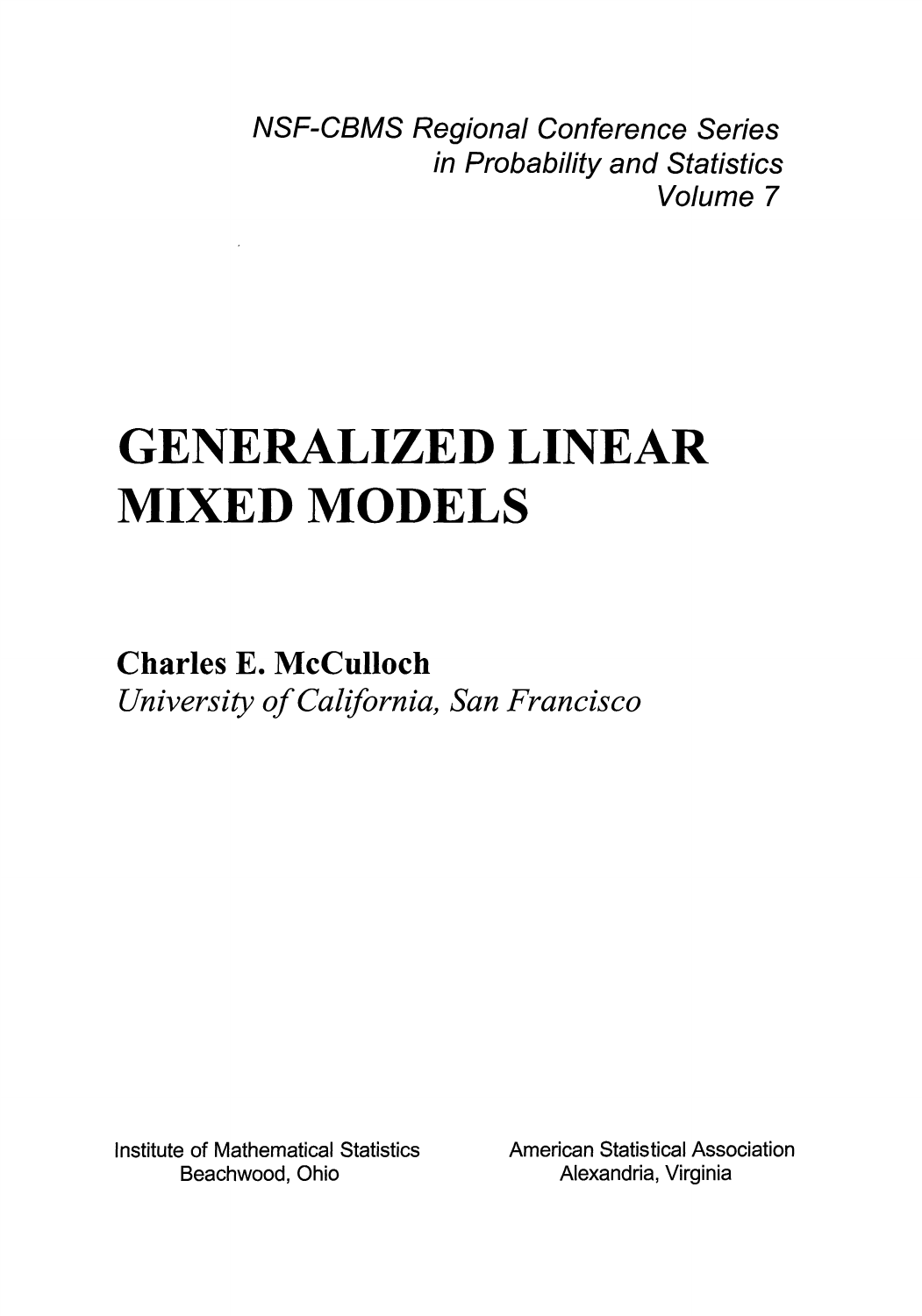*NSF-CBMS Regional Conference Series*
*in Probability and Statistics*
*Volume 7*

# GENERALIZED LINEAR MIXED MODELS

**Charles E. McCulloch**
*University of California, San Francisco*

Institute of Mathematical Statistics
Beachwood, Ohio

American Statistical Association
Alexandria, Virginia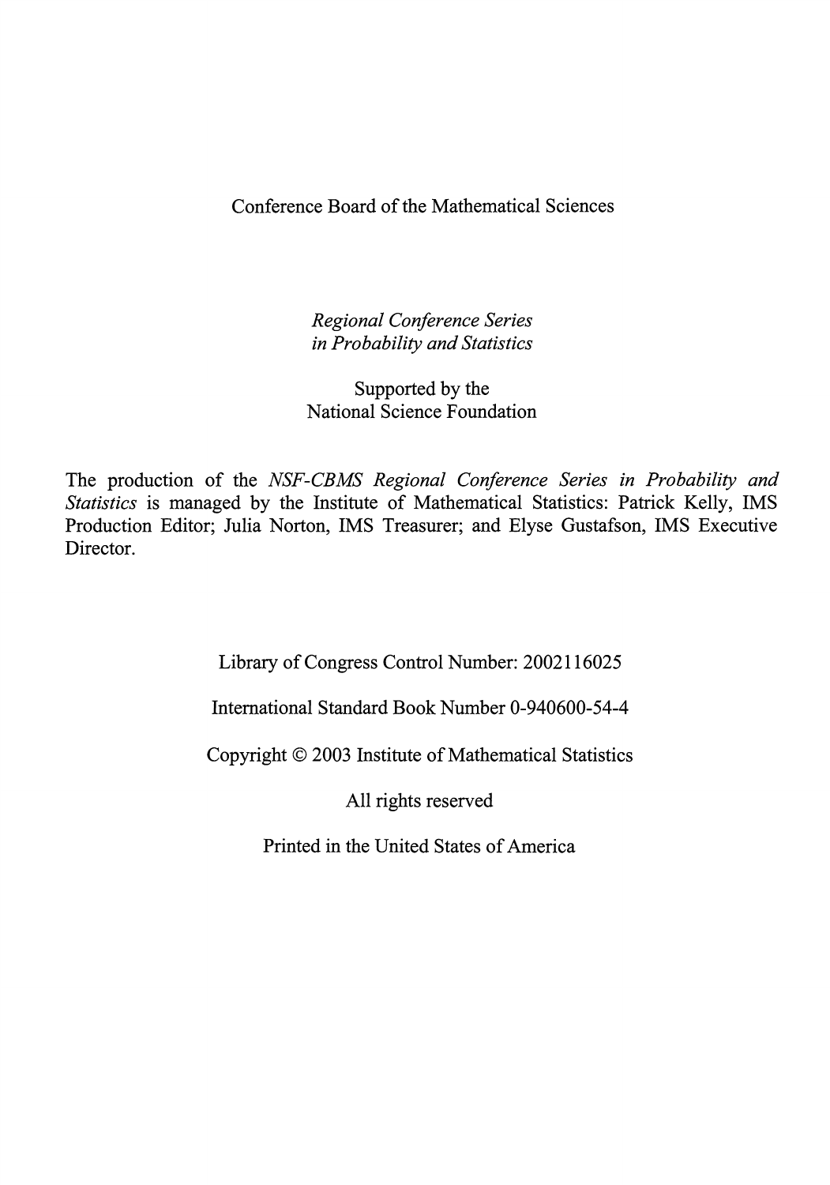Conference Board of the Mathematical Sciences

*Regional Conference Series*
*in Probability and Statistics*

Supported by the
National Science Foundation

The production of the *NSF-CBMS Regional Conference Series in Probability and Statistics* is managed by the Institute of Mathematical Statistics: Patrick Kelly, IMS Production Editor; Julia Norton, IMS Treasurer; and Elyse Gustafson, IMS Executive Director.

Library of Congress Control Number: 2002116025

International Standard Book Number 0-940600-54-4

Copyright © 2003 Institute of Mathematical Statistics

All rights reserved

Printed in the United States of America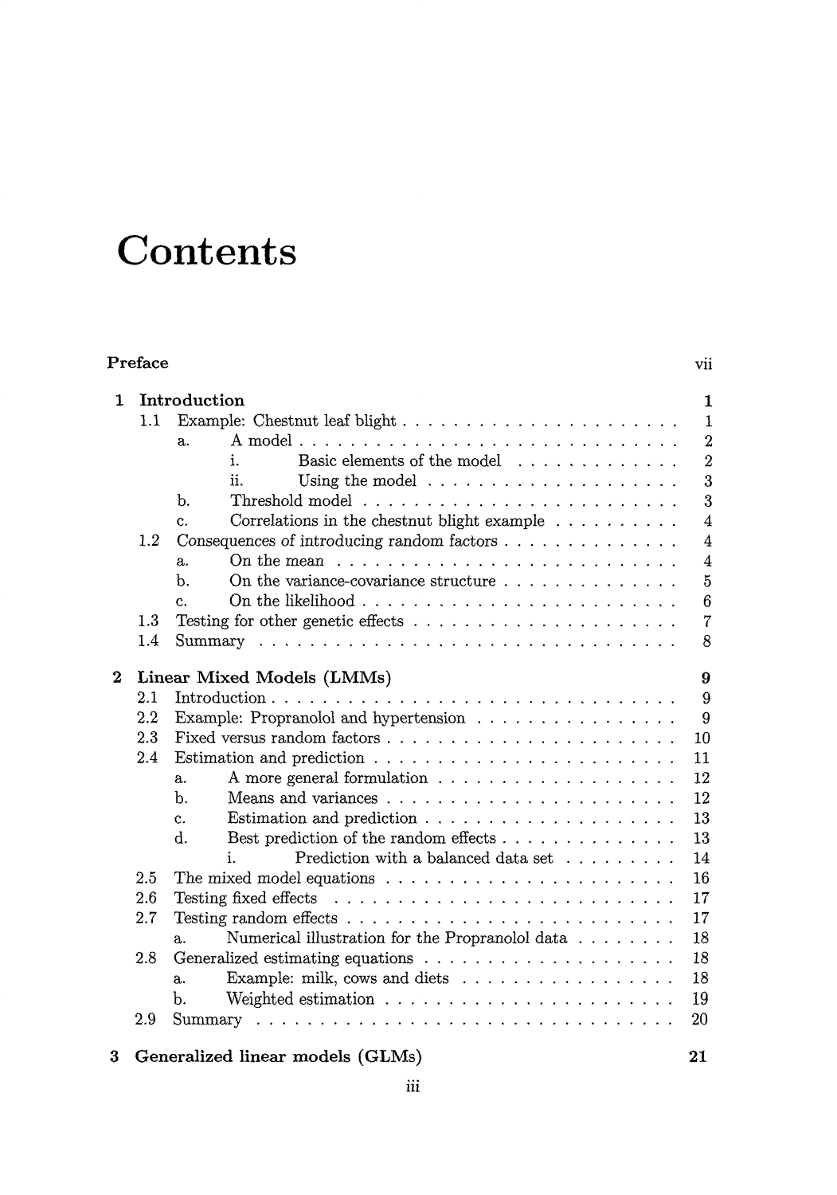# Contents

**Preface** vii

**1 Introduction** **1**

- 1.1 Example: Chestnut leaf blight . . . . . . . . . . . . . . . . . . . . . . 1
  - a. A model . . . . . . . . . . . . . . . . . . . . . . . . . . . . . 2
    - i. Basic elements of the model . . . . . . . . . . . . 2
    - ii. Using the model . . . . . . . . . . . . . . . . . . . 3
  - b. Threshold model . . . . . . . . . . . . . . . . . . . . . . . . 3
  - c. Correlations in the chestnut blight example . . . . . . . . . . 4
- 1.2 Consequences of introducing random factors . . . . . . . . . . . . . . 4
  - a. On the mean . . . . . . . . . . . . . . . . . . . . . . . . . 4
  - b. On the variance-covariance structure . . . . . . . . . . . . . 5
  - c. On the likelihood . . . . . . . . . . . . . . . . . . . . . . . 6
- 1.3 Testing for other genetic effects . . . . . . . . . . . . . . . . . . . . 7
- 1.4 Summary . . . . . . . . . . . . . . . . . . . . . . . . . . . . . . . 8

**2 Linear Mixed Models (LMMs)** **9**

- 2.1 Introduction . . . . . . . . . . . . . . . . . . . . . . . . . . . . . . 9
- 2.2 Example: Propranolol and hypertension . . . . . . . . . . . . . . . . 9
- 2.3 Fixed versus random factors . . . . . . . . . . . . . . . . . . . . . . 10
- 2.4 Estimation and prediction . . . . . . . . . . . . . . . . . . . . . . . 11
  - a. A more general formulation . . . . . . . . . . . . . . . . . . 12
  - b. Means and variances . . . . . . . . . . . . . . . . . . . . . . 12
  - c. Estimation and prediction . . . . . . . . . . . . . . . . . . . 13
  - d. Best prediction of the random effects . . . . . . . . . . . . . 13
    - i. Prediction with a balanced data set . . . . . . . . . 14
- 2.5 The mixed model equations . . . . . . . . . . . . . . . . . . . . . . 16
- 2.6 Testing fixed effects . . . . . . . . . . . . . . . . . . . . . . . . . 17
- 2.7 Testing random effects . . . . . . . . . . . . . . . . . . . . . . . . 17
  - a. Numerical illustration for the Propranolol data . . . . . . . . 18
- 2.8 Generalized estimating equations . . . . . . . . . . . . . . . . . . . 18
  - a. Example: milk, cows and diets . . . . . . . . . . . . . . . . . 18
  - b. Weighted estimation . . . . . . . . . . . . . . . . . . . . . . 19
- 2.9 Summary . . . . . . . . . . . . . . . . . . . . . . . . . . . . . . . 20

**3 Generalized linear models (GLMs)** **21**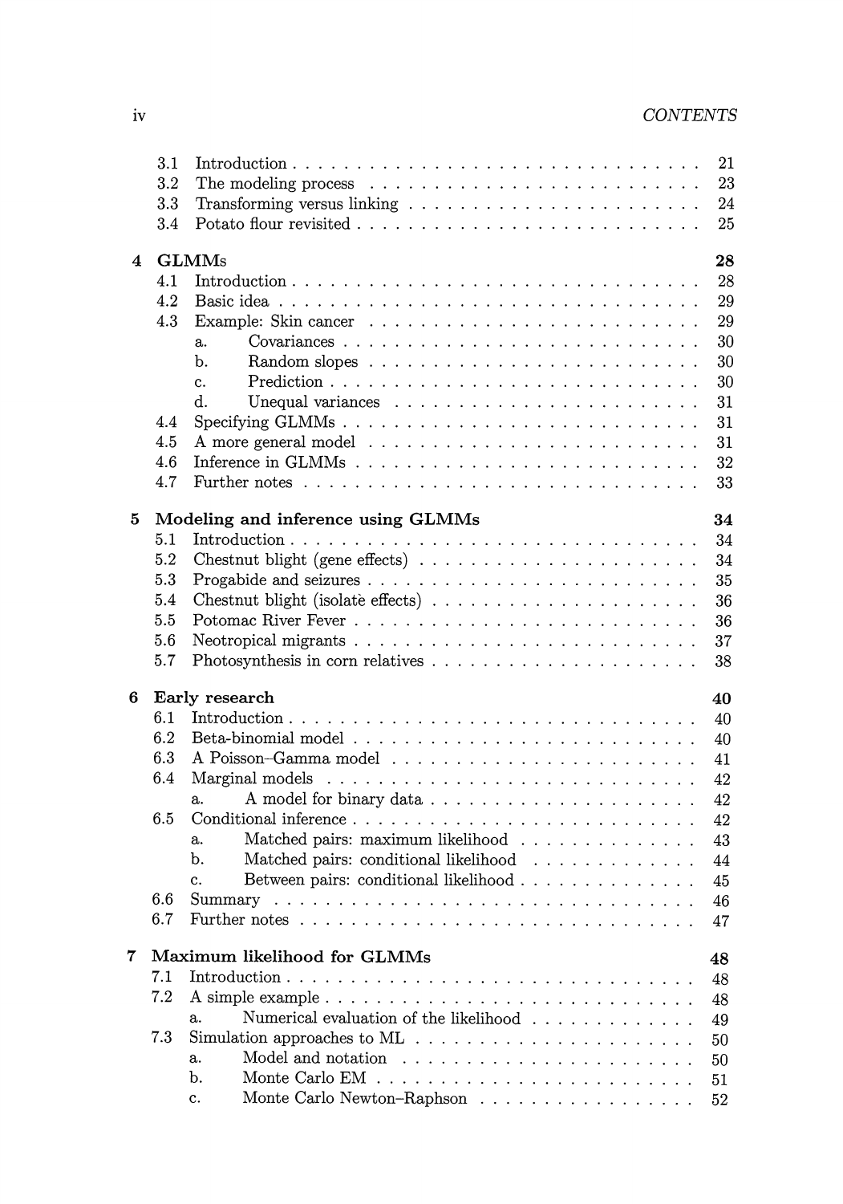| | | |
|---|---|---|
| 3.1 | Introduction | 21 |
| 3.2 | The modeling process | 23 |
| 3.3 | Transforming versus linking | 24 |
| 3.4 | Potato flour revisited | 25 |
| **4** | **GLMMs** | **28** |
| 4.1 | Introduction | 28 |
| 4.2 | Basic idea | 29 |
| 4.3 | Example: Skin cancer | 29 |
| | a. Covariances | 30 |
| | b. Random slopes | 30 |
| | c. Prediction | 30 |
| | d. Unequal variances | 31 |
| 4.4 | Specifying GLMMs | 31 |
| 4.5 | A more general model | 31 |
| 4.6 | Inference in GLMMs | 32 |
| 4.7 | Further notes | 33 |
| **5** | **Modeling and inference using GLMMs** | **34** |
| 5.1 | Introduction | 34 |
| 5.2 | Chestnut blight (gene effects) | 34 |
| 5.3 | Progabide and seizures | 35 |
| 5.4 | Chestnut blight (isolate effects) | 36 |
| 5.5 | Potomac River Fever | 36 |
| 5.6 | Neotropical migrants | 37 |
| 5.7 | Photosynthesis in corn relatives | 38 |
| **6** | **Early research** | **40** |
| 6.1 | Introduction | 40 |
| 6.2 | Beta-binomial model | 40 |
| 6.3 | A Poisson–Gamma model | 41 |
| 6.4 | Marginal models | 42 |
| | a. A model for binary data | 42 |
| 6.5 | Conditional inference | 42 |
| | a. Matched pairs: maximum likelihood | 43 |
| | b. Matched pairs: conditional likelihood | 44 |
| | c. Between pairs: conditional likelihood | 45 |
| 6.6 | Summary | 46 |
| 6.7 | Further notes | 47 |
| **7** | **Maximum likelihood for GLMMs** | **48** |
| 7.1 | Introduction | 48 |
| 7.2 | A simple example | 48 |
| | a. Numerical evaluation of the likelihood | 49 |
| 7.3 | Simulation approaches to ML | 50 |
| | a. Model and notation | 50 |
| | b. Monte Carlo EM | 51 |
| | c. Monte Carlo Newton–Raphson | 52 |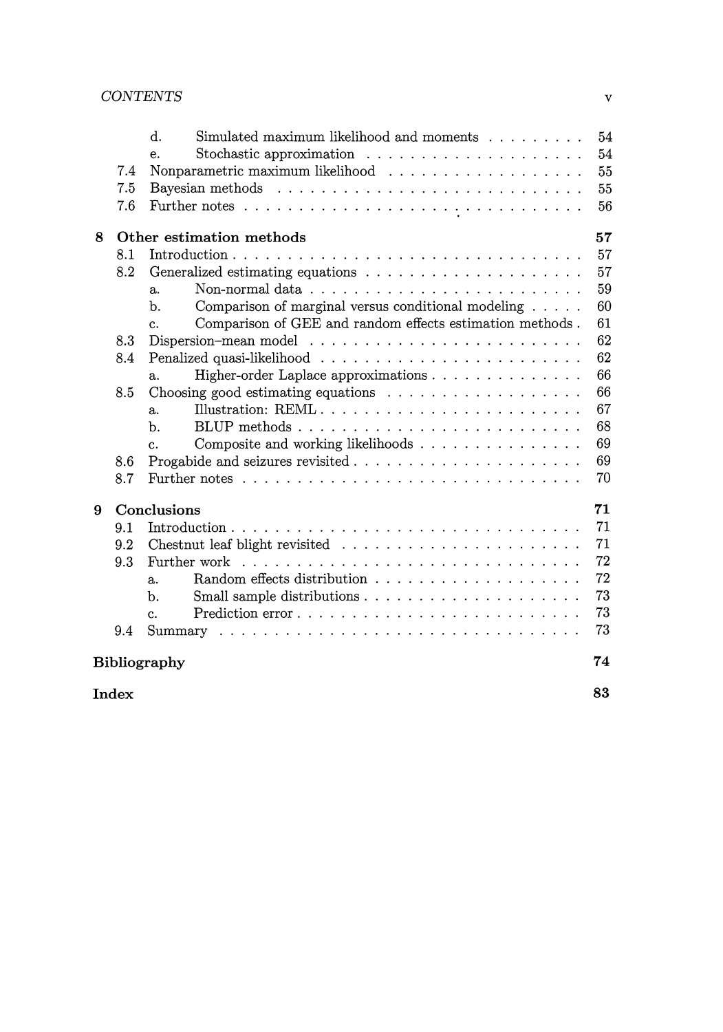| | | | |
|---|---|---|---|
| | d. | Simulated maximum likelihood and moments | 54 |
| | e. | Stochastic approximation | 54 |
| 7.4 | | Nonparametric maximum likelihood | 55 |
| 7.5 | | Bayesian methods | 55 |
| 7.6 | | Further notes | 56 |

**8 Other estimation methods** **57**

| | | | |
|---|---|---|---|
| 8.1 | | Introduction | 57 |
| 8.2 | | Generalized estimating equations | 57 |
| | a. | Non-normal data | 59 |
| | b. | Comparison of marginal versus conditional modeling | 60 |
| | c. | Comparison of GEE and random effects estimation methods | 61 |
| 8.3 | | Dispersion–mean model | 62 |
| 8.4 | | Penalized quasi-likelihood | 62 |
| | a. | Higher-order Laplace approximations | 66 |
| 8.5 | | Choosing good estimating equations | 66 |
| | a. | Illustration: REML | 67 |
| | b. | BLUP methods | 68 |
| | c. | Composite and working likelihoods | 69 |
| 8.6 | | Progabide and seizures revisited | 69 |
| 8.7 | | Further notes | 70 |

**9 Conclusions** **71**

| | | | |
|---|---|---|---|
| 9.1 | | Introduction | 71 |
| 9.2 | | Chestnut leaf blight revisited | 71 |
| 9.3 | | Further work | 72 |
| | a. | Random effects distribution | 72 |
| | b. | Small sample distributions | 73 |
| | c. | Prediction error | 73 |
| 9.4 | | Summary | 73 |

**Bibliography** **74**

**Index** **83**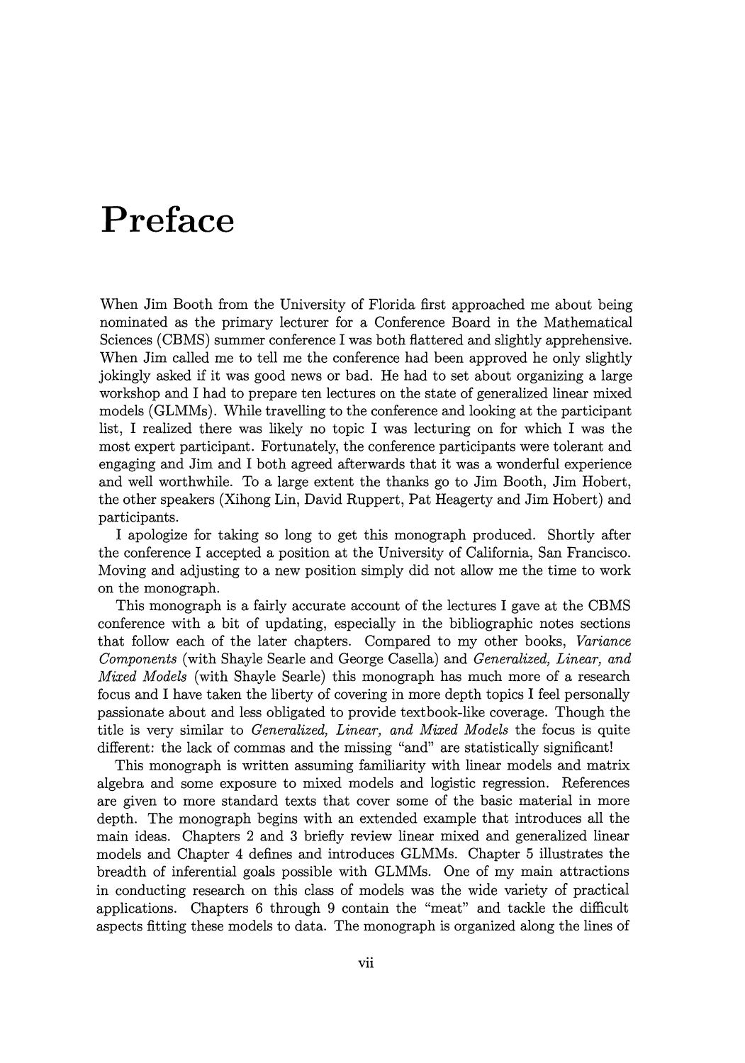# Preface

When Jim Booth from the University of Florida first approached me about being nominated as the primary lecturer for a Conference Board in the Mathematical Sciences (CBMS) summer conference I was both flattered and slightly apprehensive. When Jim called me to tell me the conference had been approved he only slightly jokingly asked if it was good news or bad. He had to set about organizing a large workshop and I had to prepare ten lectures on the state of generalized linear mixed models (GLMMs). While travelling to the conference and looking at the participant list, I realized there was likely no topic I was lecturing on for which I was the most expert participant. Fortunately, the conference participants were tolerant and engaging and Jim and I both agreed afterwards that it was a wonderful experience and well worthwhile. To a large extent the thanks go to Jim Booth, Jim Hobert, the other speakers (Xihong Lin, David Ruppert, Pat Heagerty and Jim Hobert) and participants.

I apologize for taking so long to get this monograph produced. Shortly after the conference I accepted a position at the University of California, San Francisco. Moving and adjusting to a new position simply did not allow me the time to work on the monograph.

This monograph is a fairly accurate account of the lectures I gave at the CBMS conference with a bit of updating, especially in the bibliographic notes sections that follow each of the later chapters. Compared to my other books, *Variance Components* (with Shayle Searle and George Casella) and *Generalized, Linear, and Mixed Models* (with Shayle Searle) this monograph has much more of a research focus and I have taken the liberty of covering in more depth topics I feel personally passionate about and less obligated to provide textbook-like coverage. Though the title is very similar to *Generalized, Linear, and Mixed Models* the focus is quite different: the lack of commas and the missing "and" are statistically significant!

This monograph is written assuming familiarity with linear models and matrix algebra and some exposure to mixed models and logistic regression. References are given to more standard texts that cover some of the basic material in more depth. The monograph begins with an extended example that introduces all the main ideas. Chapters 2 and 3 briefly review linear mixed and generalized linear models and Chapter 4 defines and introduces GLMMs. Chapter 5 illustrates the breadth of inferential goals possible with GLMMs. One of my main attractions in conducting research on this class of models was the wide variety of practical applications. Chapters 6 through 9 contain the "meat" and tackle the difficult aspects fitting these models to data. The monograph is organized along the lines of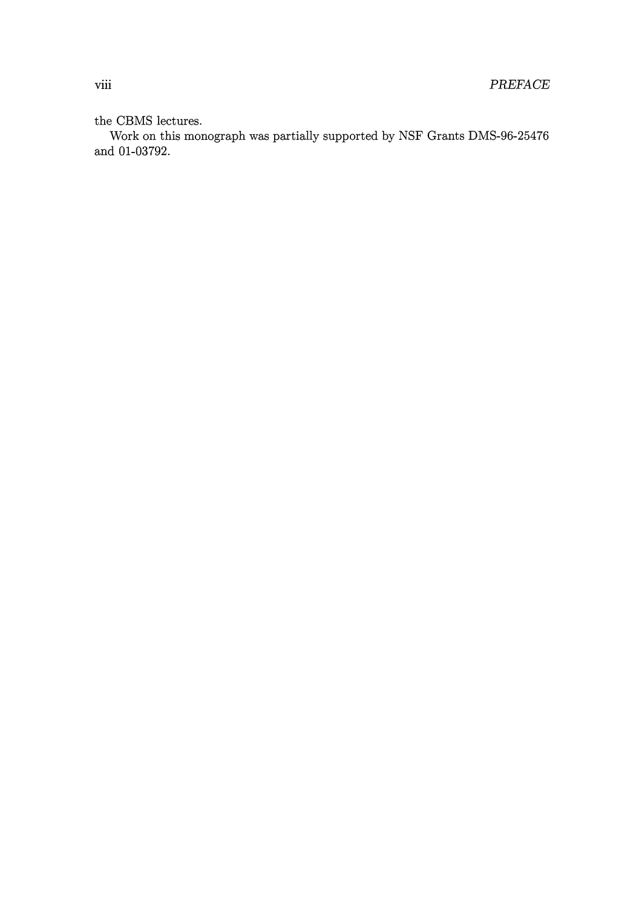the CBMS lectures.

Work on this monograph was partially supported by NSF Grants DMS-96-25476 and 01-03792.